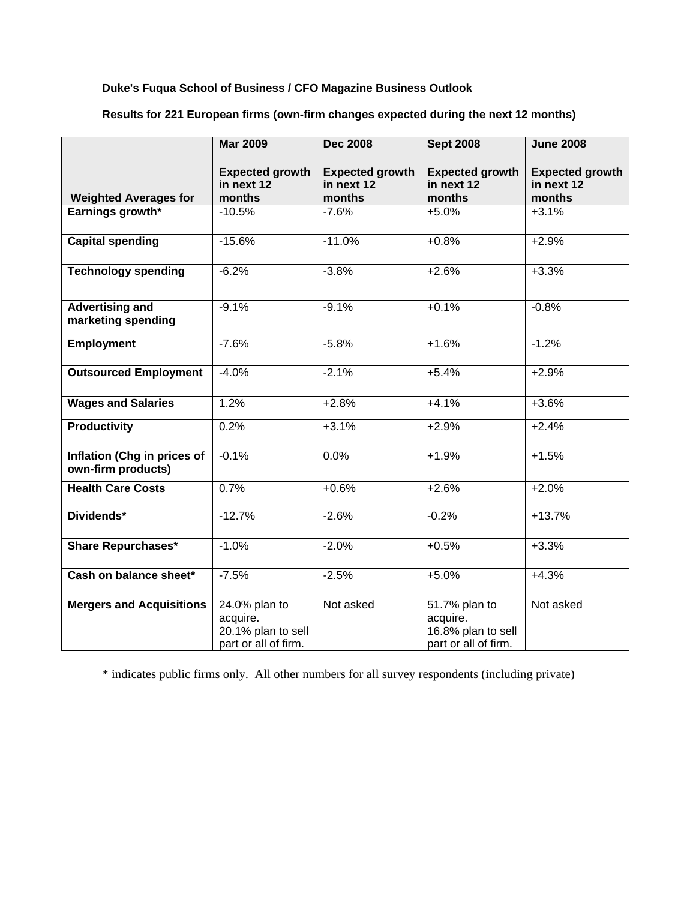**Duke's Fuqua School of Business / CFO Magazine Business Outlook**

**Results for 221 European firms (own-firm changes expected during the next 12 months)**

| | Mar 2009 | Dec 2008 | Sept 2008 | June 2008 |
|---|---|---|---|---|
| **Weighted Averages for** | **Expected growth in next 12 months** | **Expected growth in next 12 months** | **Expected growth in next 12 months** | **Expected growth in next 12 months** |
| **Earnings growth*** | -10.5% | -7.6% | +5.0% | +3.1% |
| **Capital spending** | -15.6% | -11.0% | +0.8% | +2.9% |
| **Technology spending** | -6.2% | -3.8% | +2.6% | +3.3% |
| **Advertising and marketing spending** | -9.1% | -9.1% | +0.1% | -0.8% |
| **Employment** | -7.6% | -5.8% | +1.6% | -1.2% |
| **Outsourced Employment** | -4.0% | -2.1% | +5.4% | +2.9% |
| **Wages and Salaries** | 1.2% | +2.8% | +4.1% | +3.6% |
| **Productivity** | 0.2% | +3.1% | +2.9% | +2.4% |
| **Inflation (Chg in prices of own-firm products)** | -0.1% | 0.0% | +1.9% | +1.5% |
| **Health Care Costs** | 0.7% | +0.6% | +2.6% | +2.0% |
| **Dividends*** | -12.7% | -2.6% | -0.2% | +13.7% |
| **Share Repurchases*** | -1.0% | -2.0% | +0.5% | +3.3% |
| **Cash on balance sheet*** | -7.5% | -2.5% | +5.0% | +4.3% |
| **Mergers and Acquisitions** | 24.0% plan to acquire. 20.1% plan to sell part or all of firm. | Not asked | 51.7% plan to acquire. 16.8% plan to sell part or all of firm. | Not asked |

* indicates public firms only. All other numbers for all survey respondents (including private)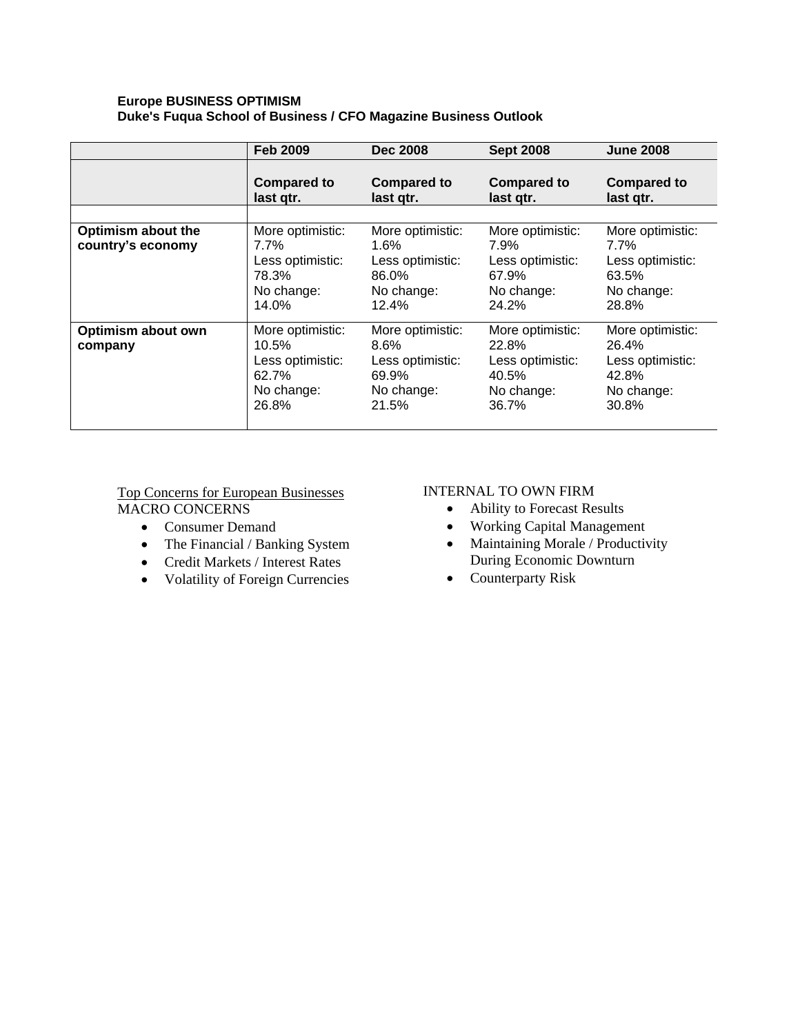**Europe BUSINESS OPTIMISM**
**Duke's Fuqua School of Business / CFO Magazine Business Outlook**

| | Feb 2009 | Dec 2008 | Sept 2008 | June 2008 |
|---|---|---|---|---|
| | **Compared to last qtr.** | **Compared to last qtr.** | **Compared to last qtr.** | **Compared to last qtr.** |
| **Optimism about the country's economy** | More optimistic: 7.7% Less optimistic: 78.3% No change: 14.0% | More optimistic: 1.6% Less optimistic: 86.0% No change: 12.4% | More optimistic: 7.9% Less optimistic: 67.9% No change: 24.2% | More optimistic: 7.7% Less optimistic: 63.5% No change: 28.8% |
| **Optimism about own company** | More optimistic: 10.5% Less optimistic: 62.7% No change: 26.8% | More optimistic: 8.6% Less optimistic: 69.9% No change: 21.5% | More optimistic: 22.8% Less optimistic: 40.5% No change: 36.7% | More optimistic: 26.4% Less optimistic: 42.8% No change: 30.8% |

Top Concerns for European Businesses

MACRO CONCERNS

- Consumer Demand
- The Financial / Banking System
- Credit Markets / Interest Rates
- Volatility of Foreign Currencies

INTERNAL TO OWN FIRM

- Ability to Forecast Results
- Working Capital Management
- Maintaining Morale / Productivity During Economic Downturn
- Counterparty Risk